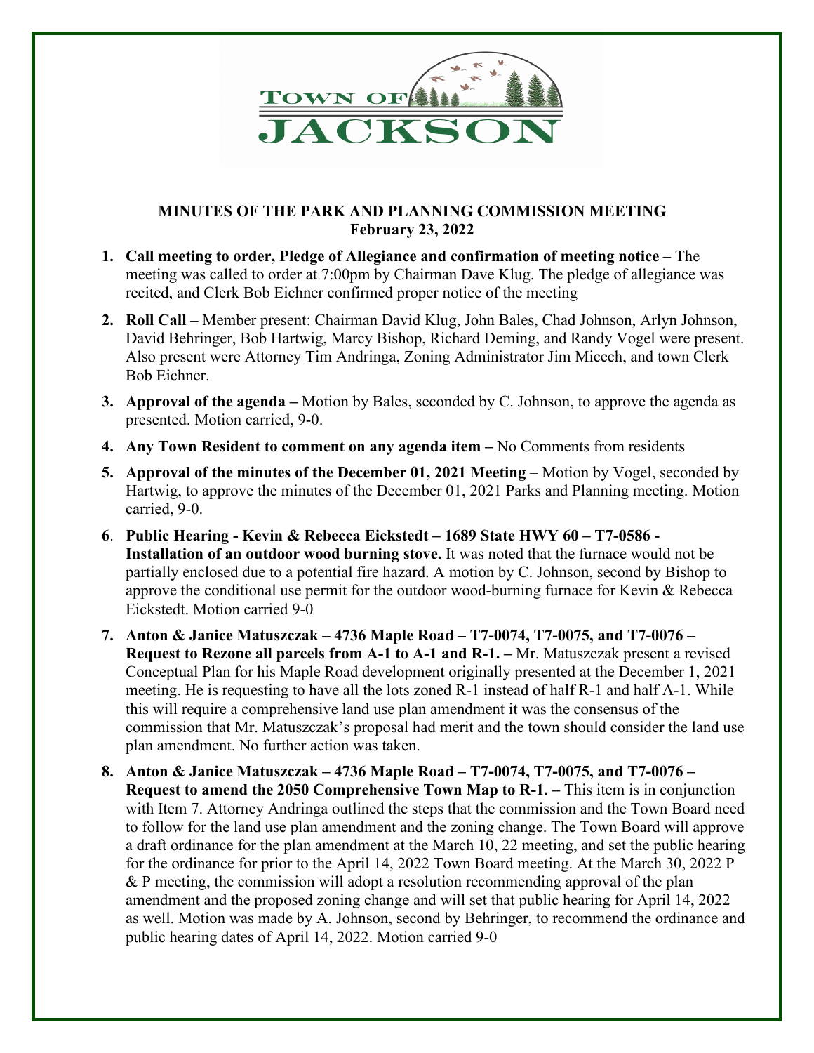# MINUTES OF THE PARK AND PLANNING COMMISSION MEETING
## February 23, 2022

1. **Call meeting to order, Pledge of Allegiance and confirmation of meeting notice –** The meeting was called to order at 7:00pm by Chairman Dave Klug. The pledge of allegiance was recited, and Clerk Bob Eichner confirmed proper notice of the meeting

2. **Roll Call –** Member present: Chairman David Klug, John Bales, Chad Johnson, Arlyn Johnson, David Behringer, Bob Hartwig, Marcy Bishop, Richard Deming, and Randy Vogel were present. Also present were Attorney Tim Andringa, Zoning Administrator Jim Micech, and town Clerk Bob Eichner.

3. **Approval of the agenda –** Motion by Bales, seconded by C. Johnson, to approve the agenda as presented. Motion carried, 9-0.

4. **Any Town Resident to comment on any agenda item –** No Comments from residents

5. **Approval of the minutes of the December 01, 2021 Meeting** – Motion by Vogel, seconded by Hartwig, to approve the minutes of the December 01, 2021 Parks and Planning meeting. Motion carried, 9-0.

6. **Public Hearing - Kevin & Rebecca Eickstedt – 1689 State HWY 60 – T7-0586 - Installation of an outdoor wood burning stove.** It was noted that the furnace would not be partially enclosed due to a potential fire hazard. A motion by C. Johnson, second by Bishop to approve the conditional use permit for the outdoor wood-burning furnace for Kevin & Rebecca Eickstedt. Motion carried 9-0

7. **Anton & Janice Matuszczak – 4736 Maple Road – T7-0074, T7-0075, and T7-0076 – Request to Rezone all parcels from A-1 to A-1 and R-1. –** Mr. Matuszczak present a revised Conceptual Plan for his Maple Road development originally presented at the December 1, 2021 meeting. He is requesting to have all the lots zoned R-1 instead of half R-1 and half A-1. While this will require a comprehensive land use plan amendment it was the consensus of the commission that Mr. Matuszczak's proposal had merit and the town should consider the land use plan amendment. No further action was taken.

8. **Anton & Janice Matuszczak – 4736 Maple Road – T7-0074, T7-0075, and T7-0076 – Request to amend the 2050 Comprehensive Town Map to R-1. –** This item is in conjunction with Item 7. Attorney Andringa outlined the steps that the commission and the Town Board need to follow for the land use plan amendment and the zoning change. The Town Board will approve a draft ordinance for the plan amendment at the March 10, 22 meeting, and set the public hearing for the ordinance for prior to the April 14, 2022 Town Board meeting. At the March 30, 2022 P & P meeting, the commission will adopt a resolution recommending approval of the plan amendment and the proposed zoning change and will set that public hearing for April 14, 2022 as well. Motion was made by A. Johnson, second by Behringer, to recommend the ordinance and public hearing dates of April 14, 2022. Motion carried 9-0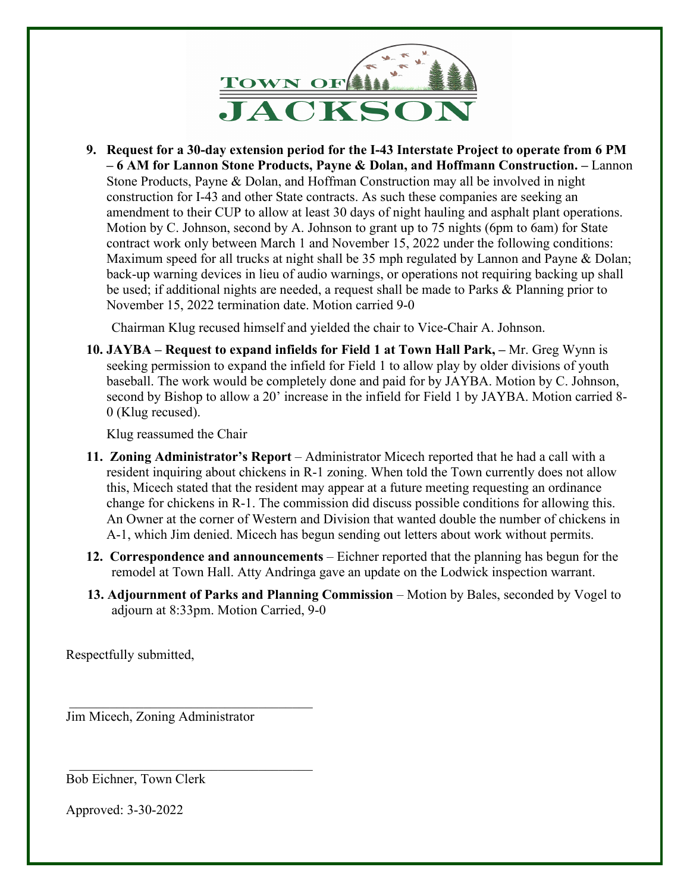9. **Request for a 30-day extension period for the I-43 Interstate Project to operate from 6 PM – 6 AM for Lannon Stone Products, Payne & Dolan, and Hoffmann Construction. –** Lannon Stone Products, Payne & Dolan, and Hoffman Construction may all be involved in night construction for I-43 and other State contracts. As such these companies are seeking an amendment to their CUP to allow at least 30 days of night hauling and asphalt plant operations. Motion by C. Johnson, second by A. Johnson to grant up to 75 nights (6pm to 6am) for State contract work only between March 1 and November 15, 2022 under the following conditions: Maximum speed for all trucks at night shall be 35 mph regulated by Lannon and Payne & Dolan; back-up warning devices in lieu of audio warnings, or operations not requiring backing up shall be used; if additional nights are needed, a request shall be made to Parks & Planning prior to November 15, 2022 termination date. Motion carried 9-0

   Chairman Klug recused himself and yielded the chair to Vice-Chair A. Johnson.

10. **JAYBA – Request to expand infields for Field 1 at Town Hall Park, –** Mr. Greg Wynn is seeking permission to expand the infield for Field 1 to allow play by older divisions of youth baseball. The work would be completely done and paid for by JAYBA. Motion by C. Johnson, second by Bishop to allow a 20' increase in the infield for Field 1 by JAYBA. Motion carried 8-0 (Klug recused).

    Klug reassumed the Chair

11. **Zoning Administrator's Report** – Administrator Micech reported that he had a call with a resident inquiring about chickens in R-1 zoning. When told the Town currently does not allow this, Micech stated that the resident may appear at a future meeting requesting an ordinance change for chickens in R-1. The commission did discuss possible conditions for allowing this. An Owner at the corner of Western and Division that wanted double the number of chickens in A-1, which Jim denied. Micech has begun sending out letters about work without permits.

12. **Correspondence and announcements** – Eichner reported that the planning has begun for the remodel at Town Hall. Atty Andringa gave an update on the Lodwick inspection warrant.

13. **Adjournment of Parks and Planning Commission** – Motion by Bales, seconded by Vogel to adjourn at 8:33pm. Motion Carried, 9-0

Respectfully submitted,

\_\_\_\_\_\_\_\_\_\_\_\_\_\_\_\_\_\_\_\_\_\_\_\_\_\_\_\_\_\_\_\_\_\_\_\_

Jim Micech, Zoning Administrator

\_\_\_\_\_\_\_\_\_\_\_\_\_\_\_\_\_\_\_\_\_\_\_\_\_\_\_\_\_\_\_\_\_\_\_\_

Bob Eichner, Town Clerk

Approved: 3-30-2022